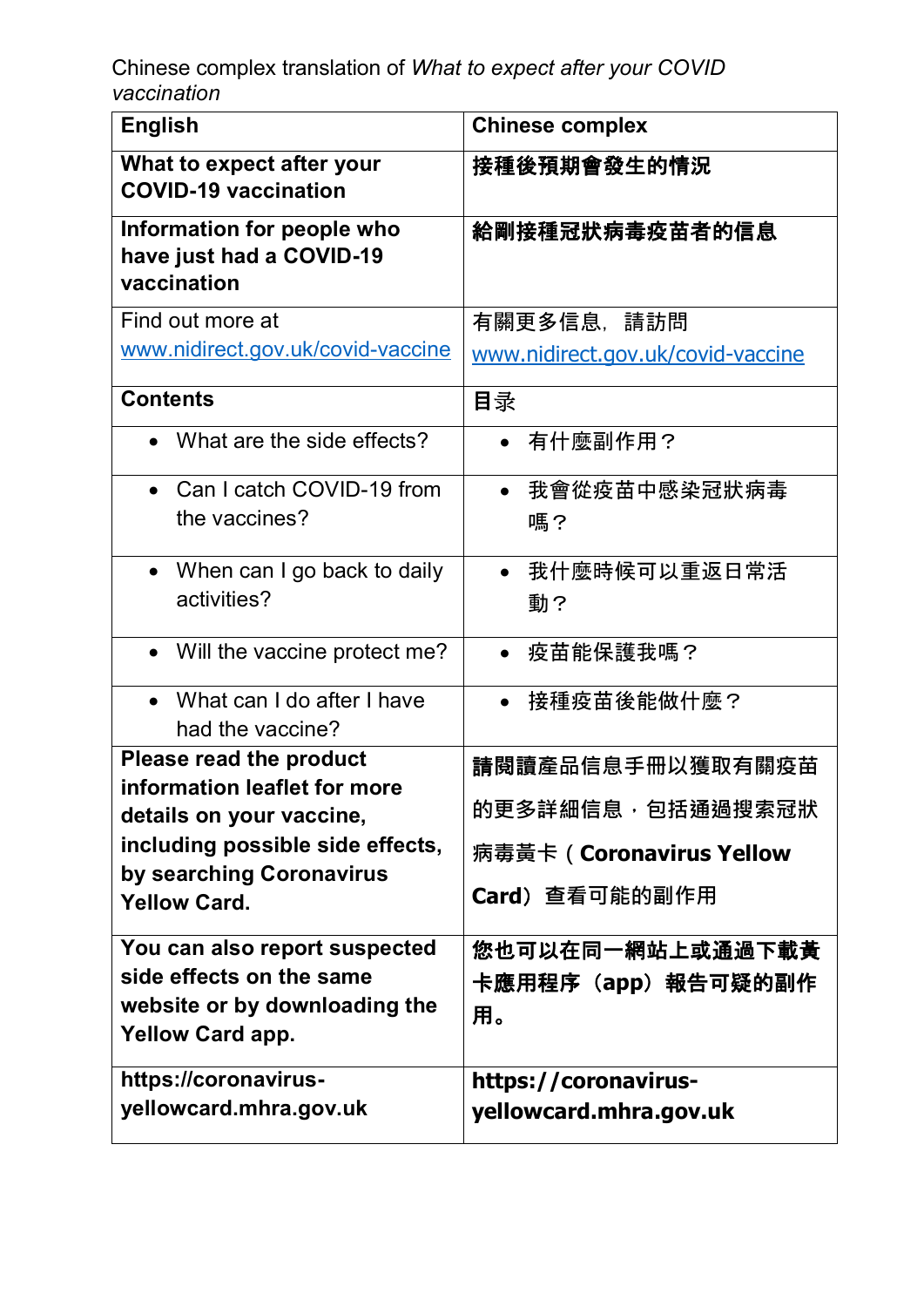Chinese complex translation of *What to expect after your COVID vaccination*

| English | Chinese complex |
| --- | --- |
| **What to expect after your COVID-19 vaccination** | **接種後預期會發生的情況** |
| **Information for people who have just had a COVID-19 vaccination** | **給剛接種冠狀病毒疫苗者的信息** |
| Find out more at www.nidirect.gov.uk/covid-vaccine | 有關更多信息，請訪問 www.nidirect.gov.uk/covid-vaccine |
| **Contents** | 目录 |
| • What are the side effects? | • 有什麼副作用？ |
| • Can I catch COVID-19 from the vaccines? | • 我會從疫苗中感染冠狀病毒嗎？ |
| • When can I go back to daily activities? | • 我什麼時候可以重返日常活動？ |
| • Will the vaccine protect me? | • 疫苗能保護我嗎？ |
| • What can I do after I have had the vaccine? | • 接種疫苗後能做什麼？ |
| **Please read the product information leaflet for more details on your vaccine, including possible side effects, by searching Coronavirus Yellow Card.** | 請閱讀產品信息手冊以獲取有關疫苗的更多詳細信息，包括通過搜索冠狀病毒黃卡（**Coronavirus Yellow Card**）查看可能的副作用 |
| **You can also report suspected side effects on the same website or by downloading the Yellow Card app.** | **您也可以在同一網站上或通過下載黃卡應用程序（app）報告可疑的副作用。** |
| **https://coronavirus-yellowcard.mhra.gov.uk** | **https://coronavirus-yellowcard.mhra.gov.uk** |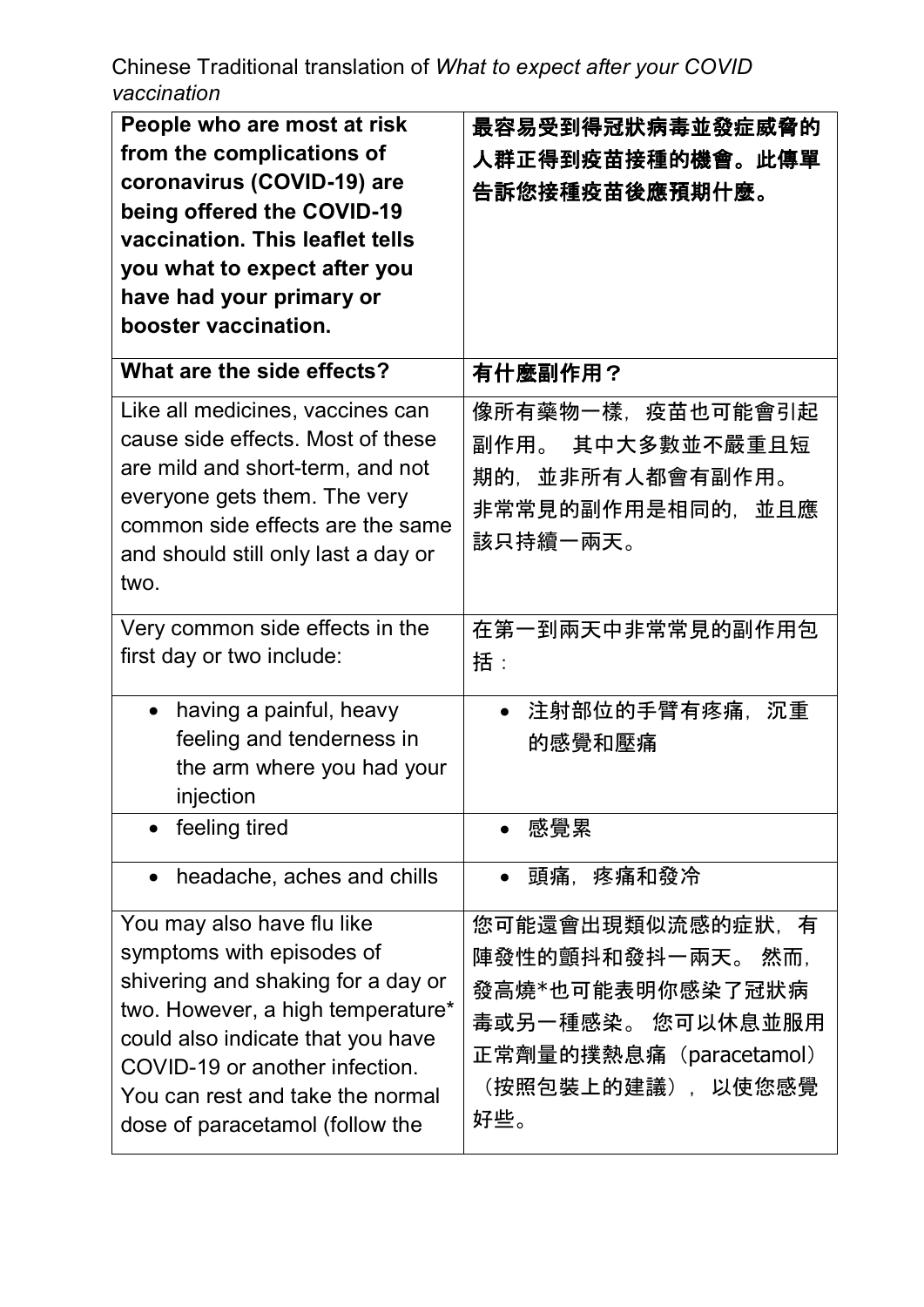Chinese Traditional translation of *What to expect after your COVID vaccination*

| **People who are most at risk from the complications of coronavirus (COVID-19) are being offered the COVID-19 vaccination. This leaflet tells you what to expect after you have had your primary or booster vaccination.** | **最容易受到得冠狀病毒並發症威脅的人群正得到疫苗接種的機會。此傳單告訴您接種疫苗後應預期什麼。** |
|---|---|
| **What are the side effects?** | **有什麼副作用？** |
| Like all medicines, vaccines can cause side effects. Most of these are mild and short-term, and not everyone gets them. The very common side effects are the same and should still only last a day or two. | 像所有藥物一樣，疫苗也可能會引起副作用。 其中大多數並不嚴重且短期的，並非所有人都會有副作用。 非常常見的副作用是相同的，並且應該只持續一兩天。 |
| Very common side effects in the first day or two include: | 在第一到兩天中非常常見的副作用包括： |
| • having a painful, heavy feeling and tenderness in the arm where you had your injection | • 注射部位的手臂有疼痛，沉重的感覺和壓痛 |
| • feeling tired | • 感覺累 |
| • headache, aches and chills | • 頭痛，疼痛和發冷 |
| You may also have flu like symptoms with episodes of shivering and shaking for a day or two. However, a high temperature* could also indicate that you have COVID-19 or another infection. You can rest and take the normal dose of paracetamol (follow the | 您可能還會出現類似流感的症狀，有陣發性的顫抖和發抖一兩天。 然而，發高燒*也可能表明你感染了冠狀病毒或另一種感染。 您可以休息並服用正常劑量的撲熱息痛（paracetamol）（按照包裝上的建議），以使您感覺好些。 |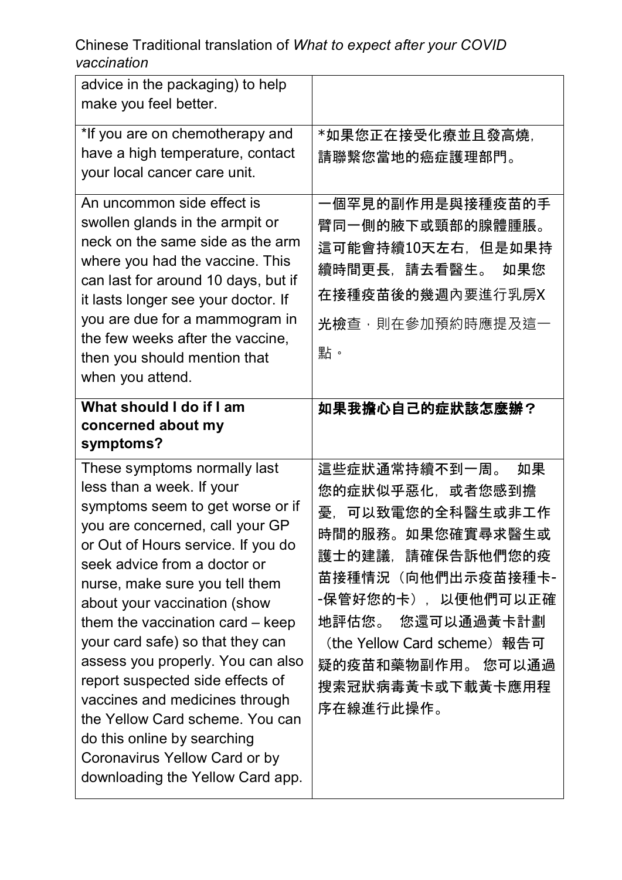| | |
|---|---|
| advice in the packaging) to help make you feel better. | |
| *If you are on chemotherapy and have a high temperature, contact your local cancer care unit. | *如果您正在接受化療並且發高燒，請聯繫您當地的癌症護理部門。 |
| An uncommon side effect is swollen glands in the armpit or neck on the same side as the arm where you had the vaccine. This can last for around 10 days, but if it lasts longer see your doctor. If you are due for a mammogram in the few weeks after the vaccine, then you should mention that when you attend. | 一個罕見的副作用是與接種疫苗的手臂同一側的腋下或頸部的腺體腫脹。這可能會持續10天左右，但是如果持續時間更長，請去看醫生。 如果您在接種疫苗後的幾週內要進行乳房X光檢查，則在參加預約時應提及這一點。 |
| **What should I do if I am concerned about my symptoms?** | **如果我擔心自己的症狀該怎麼辦？** |
| These symptoms normally last less than a week. If your symptoms seem to get worse or if you are concerned, call your GP or Out of Hours service. If you do seek advice from a doctor or nurse, make sure you tell them about your vaccination (show them the vaccination card – keep your card safe) so that they can assess you properly. You can also report suspected side effects of vaccines and medicines through the Yellow Card scheme. You can do this online by searching Coronavirus Yellow Card or by downloading the Yellow Card app. | 這些症狀通常持續不到一周。 如果您的症狀似乎惡化，或者您感到擔憂，可以致電您的全科醫生或非工作時間的服務。如果您確實尋求醫生或護士的建議，請確保告訴他們您的疫苗接種情況（向他們出示疫苗接種卡--保管好您的卡），以便他們可以正確地評估您。 您還可以通過黃卡計劃（the Yellow Card scheme）報告可疑的疫苗和藥物副作用。 您可以通過搜索冠狀病毒黃卡或下載黃卡應用程序在線進行此操作。 |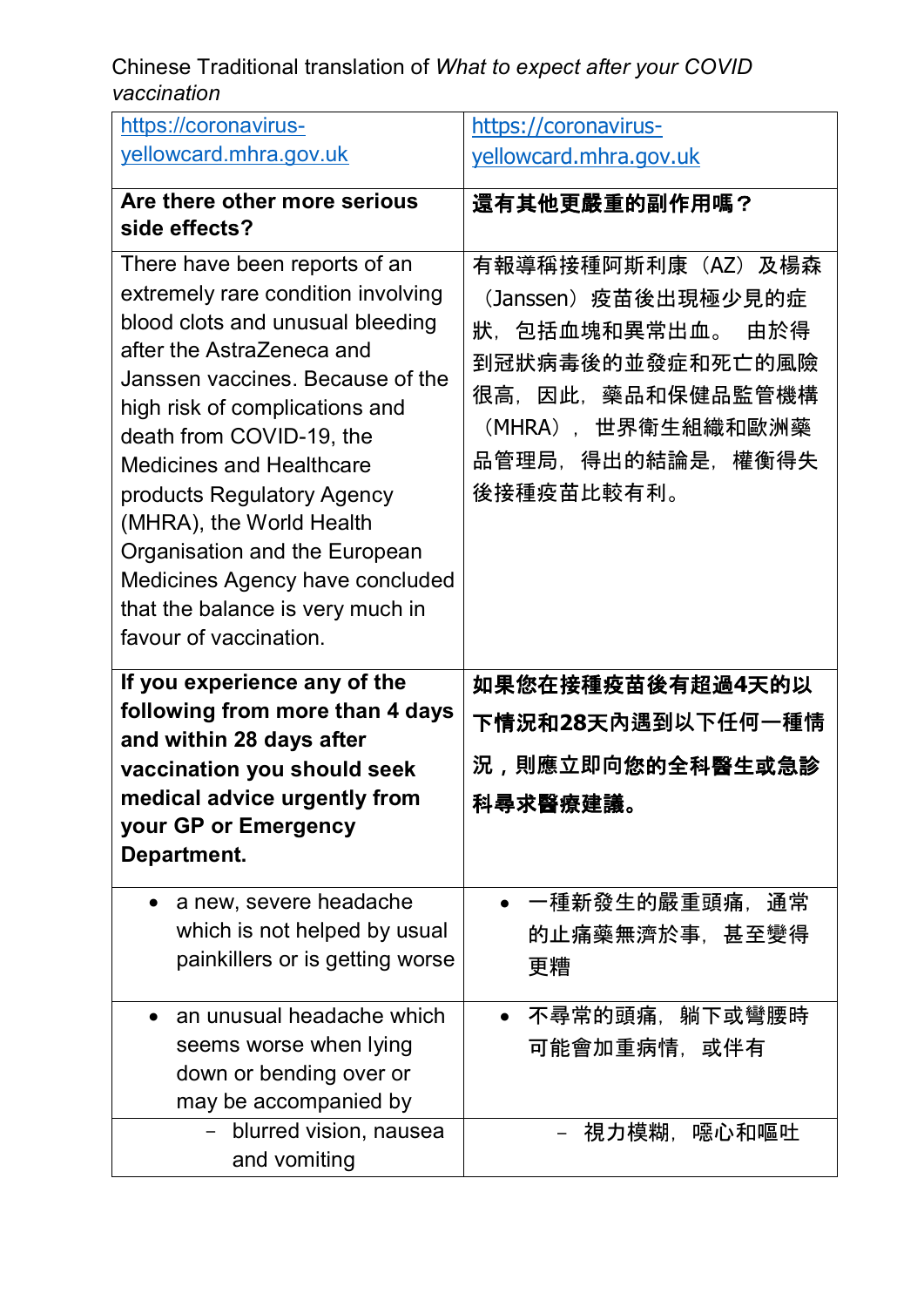Chinese Traditional translation of *What to expect after your COVID vaccination*

| [https://coronavirus-yellowcard.mhra.gov.uk](https://coronavirus-yellowcard.mhra.gov.uk) | [https://coronavirus-yellowcard.mhra.gov.uk](https://coronavirus-yellowcard.mhra.gov.uk) |
|---|---|
| **Are there other more serious side effects?** | **還有其他更嚴重的副作用嗎？** |
| There have been reports of an extremely rare condition involving blood clots and unusual bleeding after the AstraZeneca and Janssen vaccines. Because of the high risk of complications and death from COVID-19, the Medicines and Healthcare products Regulatory Agency (MHRA), the World Health Organisation and the European Medicines Agency have concluded that the balance is very much in favour of vaccination. | 有報導稱接種阿斯利康（AZ）及楊森（Janssen）疫苗後出現極少見的症狀，包括血塊和異常出血。 由於得到冠狀病毒後的並發症和死亡的風險很高，因此，藥品和保健品監管機構（MHRA），世界衛生組織和歐洲藥品管理局，得出的結論是，權衡得失後接種疫苗比較有利。 |
| **If you experience any of the following from more than 4 days and within 28 days after vaccination you should seek medical advice urgently from your GP or Emergency Department.** | **如果您在接種疫苗後有超過4天的以下情況和28天內遇到以下任何一種情況，則應立即向您的全科醫生或急診科尋求醫療建議。** |
| • a new, severe headache which is not helped by usual painkillers or is getting worse | • 一種新發生的嚴重頭痛，通常的止痛藥無濟於事，甚至變得更糟 |
| • an unusual headache which seems worse when lying down or bending over or may be accompanied by | • 不尋常的頭痛，躺下或彎腰時可能會加重病情，或伴有 |
| − blurred vision, nausea and vomiting | − 視力模糊，噁心和嘔吐 |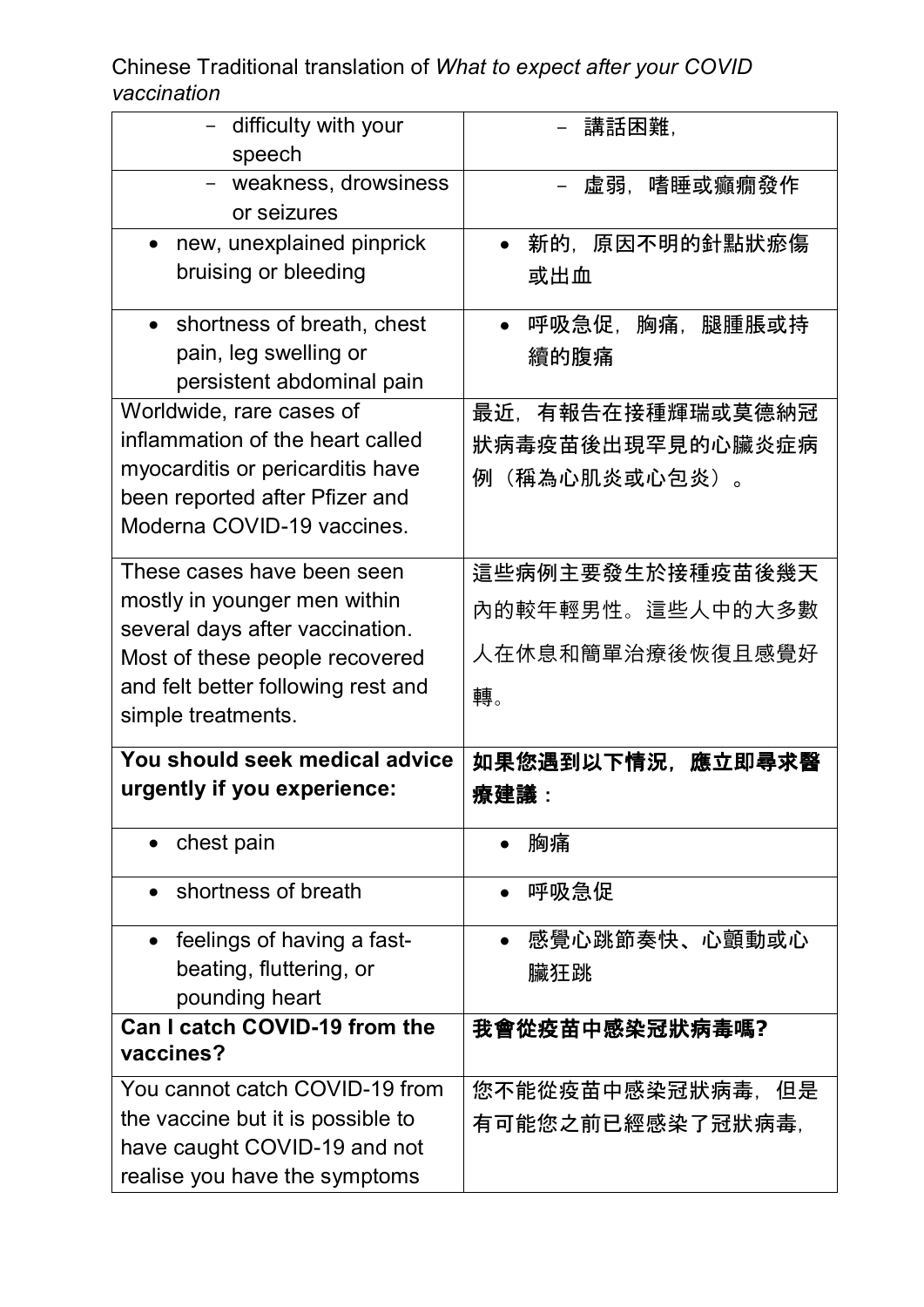Chinese Traditional translation of *What to expect after your COVID vaccination*

| | |
|---|---|
| - difficulty with your speech | - 講話困難, |
| - weakness, drowsiness or seizures | - 虛弱，嗜睡或癲癇發作 |
| • new, unexplained pinprick bruising or bleeding | • 新的，原因不明的針點狀瘀傷或出血 |
| • shortness of breath, chest pain, leg swelling or persistent abdominal pain | • 呼吸急促，胸痛，腿腫脹或持續的腹痛 |
| Worldwide, rare cases of inflammation of the heart called myocarditis or pericarditis have been reported after Pfizer and Moderna COVID-19 vaccines. | 最近，有報告在接種輝瑞或莫德納冠狀病毒疫苗後出現罕見的心臟炎症病例（稱為心肌炎或心包炎）。 |
| These cases have been seen mostly in younger men within several days after vaccination. Most of these people recovered and felt better following rest and simple treatments. | 這些病例主要發生於接種疫苗後幾天內的較年輕男性。這些人中的大多數人在休息和簡單治療後恢復且感覺好轉。 |
| **You should seek medical advice urgently if you experience:** | **如果您遇到以下情況，應立即尋求醫療建議：** |
| • chest pain | • 胸痛 |
| • shortness of breath | • 呼吸急促 |
| • feelings of having a fast-beating, fluttering, or pounding heart | • 感覺心跳節奏快、心顫動或心臟狂跳 |
| **Can I catch COVID-19 from the vaccines?** | **我會從疫苗中感染冠狀病毒嗎?** |
| You cannot catch COVID-19 from the vaccine but it is possible to have caught COVID-19 and not realise you have the symptoms | 您不能從疫苗中感染冠狀病毒，但是有可能您之前已經感染了冠狀病毒, |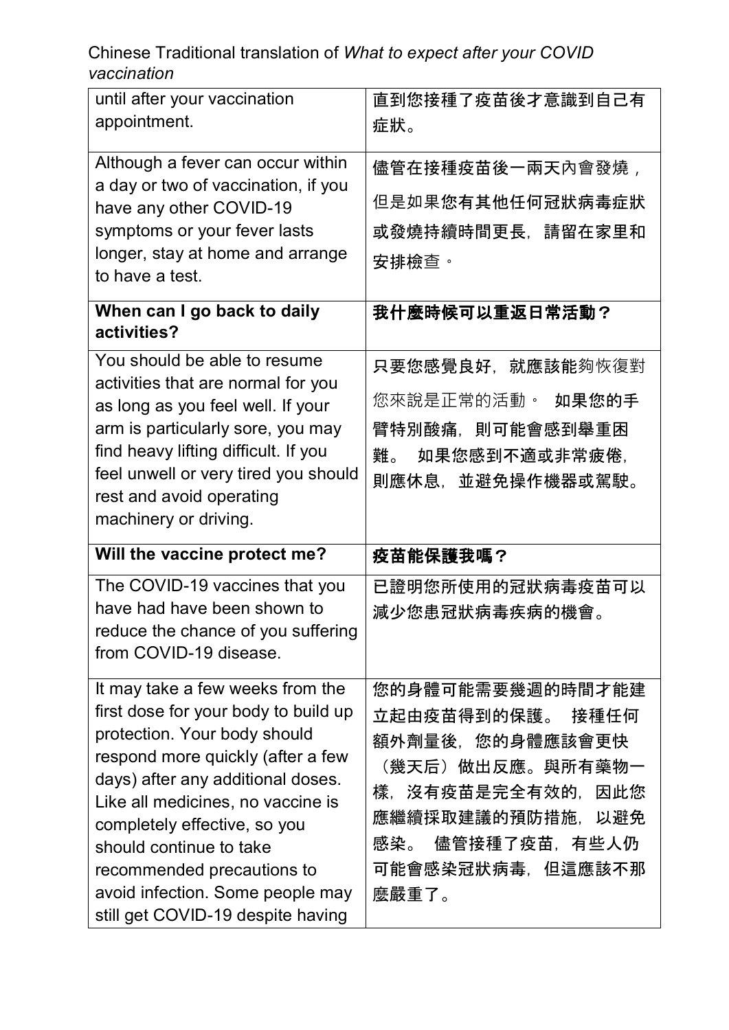| until after your vaccination appointment. | 直到您接種了疫苗後才意識到自己有症狀。 |
|---|---|
| Although a fever can occur within a day or two of vaccination, if you have any other COVID-19 symptoms or your fever lasts longer, stay at home and arrange to have a test. | 儘管在接種疫苗後一兩天內會發燒，但是如果您有其他任何冠狀病毒症狀或發燒持續時間更長，請留在家里和安排檢查。 |
| **When can I go back to daily activities?** | **我什麼時候可以重返日常活動？** |
| You should be able to resume activities that are normal for you as long as you feel well. If your arm is particularly sore, you may find heavy lifting difficult. If you feel unwell or very tired you should rest and avoid operating machinery or driving. | 只要您感覺良好，就應該能夠恢復對您來說是正常的活動。 如果您的手臂特別酸痛，則可能會感到舉重困難。 如果您感到不適或非常疲倦，則應休息，並避免操作機器或駕駛。 |
| **Will the vaccine protect me?** | **疫苗能保護我嗎？** |
| The COVID-19 vaccines that you have had have been shown to reduce the chance of you suffering from COVID-19 disease. | 已證明您所使用的冠狀病毒疫苗可以減少您患冠狀病毒疾病的機會。 |
| It may take a few weeks from the first dose for your body to build up protection. Your body should respond more quickly (after a few days) after any additional doses. Like all medicines, no vaccine is completely effective, so you should continue to take recommended precautions to avoid infection. Some people may still get COVID-19 despite having | 您的身體可能需要幾週的時間才能建立起由疫苗得到的保護。 接種任何額外劑量後，您的身體應該會更快（幾天后）做出反應。與所有藥物一樣，沒有疫苗是完全有效的，因此您應繼續採取建議的預防措施，以避免感染。 儘管接種了疫苗，有些人仍可能會感染冠狀病毒，但這應該不那麼嚴重了。 |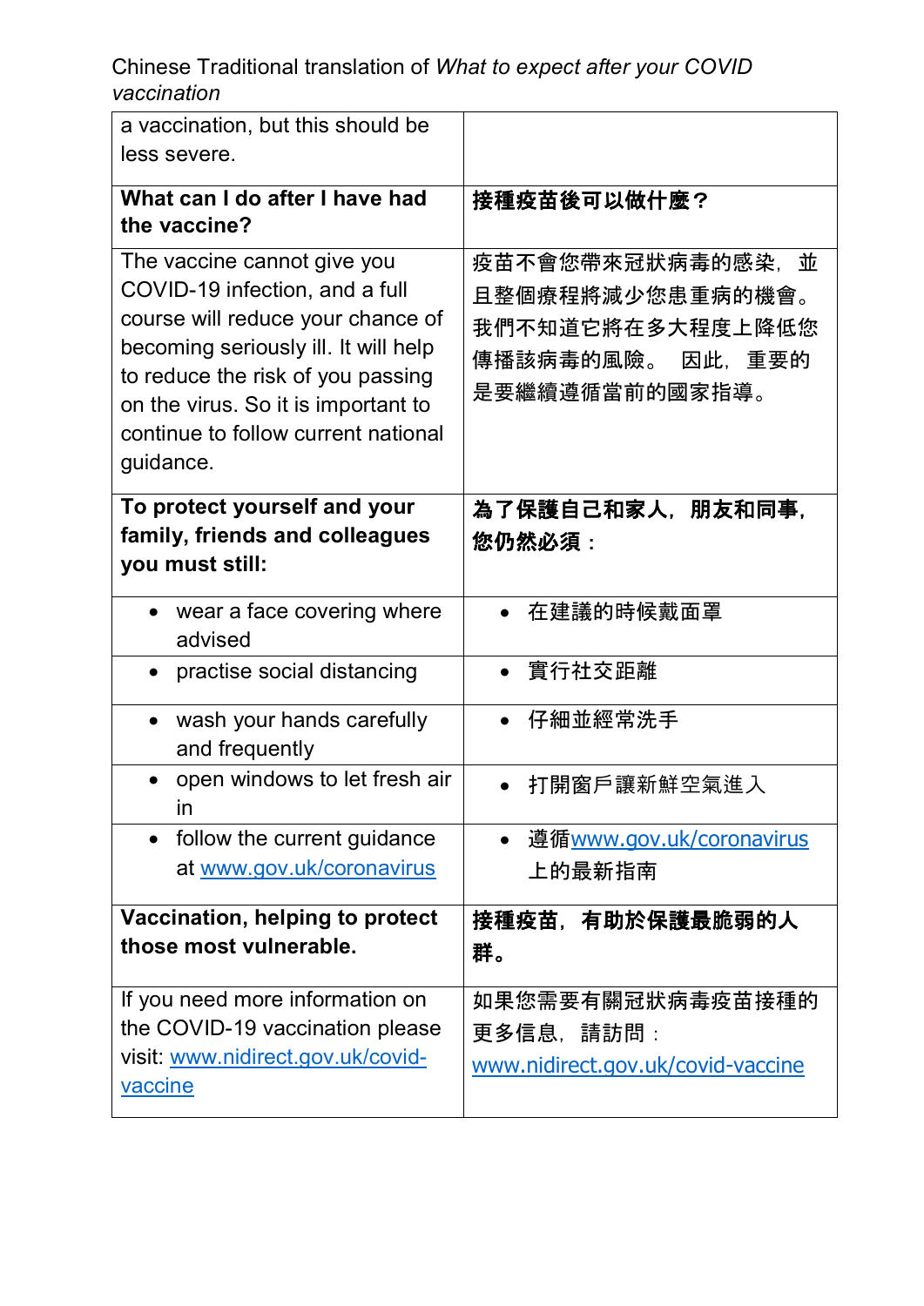Chinese Traditional translation of *What to expect after your COVID vaccination*

| | |
|---|---|
| a vaccination, but this should be less severe. | |
| **What can I do after I have had the vaccine?** | **接種疫苗後可以做什麼？** |
| The vaccine cannot give you COVID-19 infection, and a full course will reduce your chance of becoming seriously ill. It will help to reduce the risk of you passing on the virus. So it is important to continue to follow current national guidance. | 疫苗不會您帶來冠狀病毒的感染，並且整個療程將減少您患重病的機會。我們不知道它將在多大程度上降低您傳播該病毒的風險。 因此，重要的是要繼續遵循當前的國家指導。 |
| **To protect yourself and your family, friends and colleagues you must still:** | **為了保護自己和家人，朋友和同事，您仍然必須：** |
| • wear a face covering where advised | • 在建議的時候戴面罩 |
| • practise social distancing | • 實行社交距離 |
| • wash your hands carefully and frequently | • 仔細並經常洗手 |
| • open windows to let fresh air in | • 打開窗戶讓新鮮空氣進入 |
| • follow the current guidance at www.gov.uk/coronavirus | • 遵循www.gov.uk/coronavirus上的最新指南 |
| **Vaccination, helping to protect those most vulnerable.** | **接種疫苗，有助於保護最脆弱的人群。** |
| If you need more information on the COVID-19 vaccination please visit: www.nidirect.gov.uk/covid-vaccine | 如果您需要有關冠狀病毒疫苗接種的更多信息，請訪問：www.nidirect.gov.uk/covid-vaccine |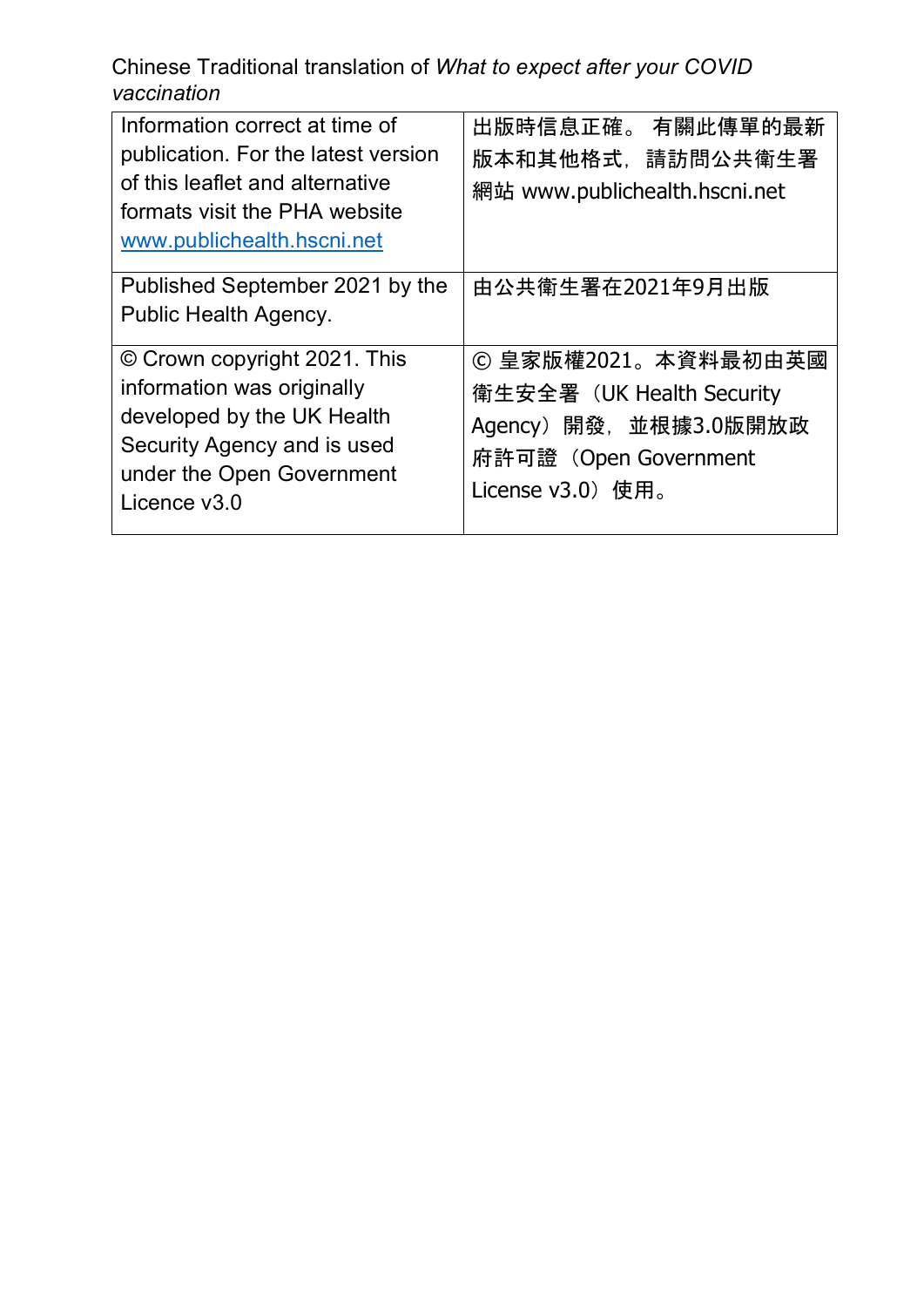Chinese Traditional translation of *What to expect after your COVID vaccination*

| | |
|---|---|
| Information correct at time of publication. For the latest version of this leaflet and alternative formats visit the PHA website www.publichealth.hscni.net | 出版時信息正確。 有關此傳單的最新版本和其他格式，請訪問公共衛生署網站 www.publichealth.hscni.net |
| Published September 2021 by the Public Health Agency. | 由公共衛生署在2021年9月出版 |
| © Crown copyright 2021. This information was originally developed by the UK Health Security Agency and is used under the Open Government Licence v3.0 | © 皇家版權2021。本資料最初由英國衛生安全署（UK Health Security Agency）開發，並根據3.0版開放政府許可證（Open Government License v3.0）使用。 |